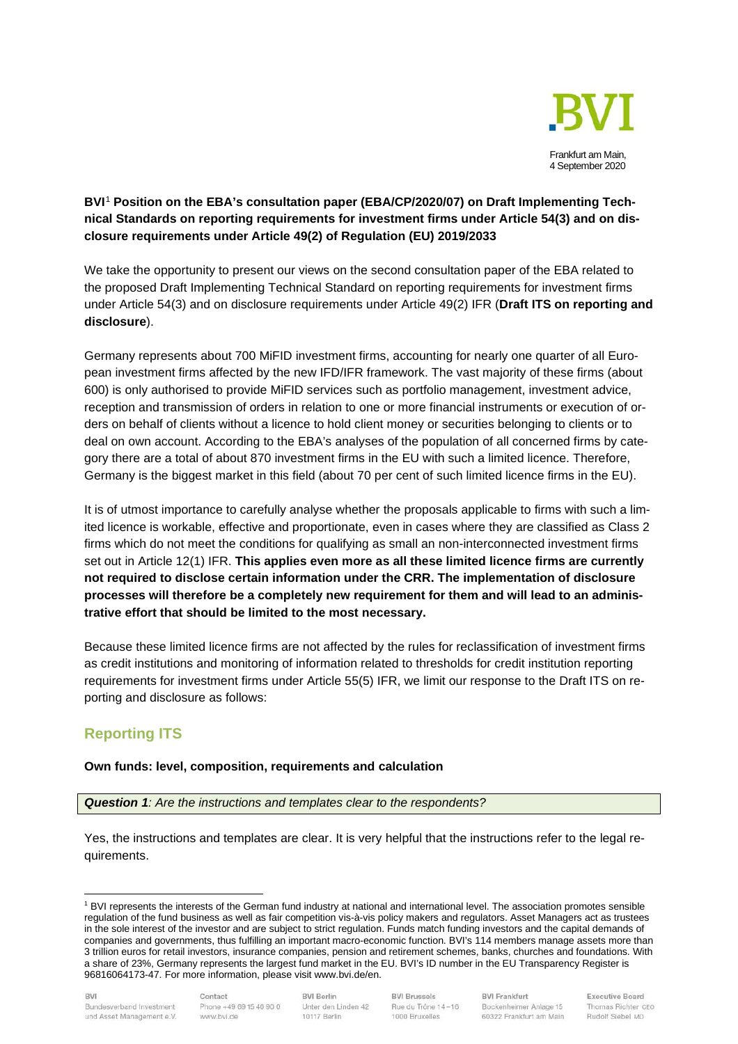Frankfurt am Main,
4 September 2020

**BVI[1] Position on the EBA's consultation paper (EBA/CP/2020/07) on Draft Implementing Technical Standards on reporting requirements for investment firms under Article 54(3) and on disclosure requirements under Article 49(2) of Regulation (EU) 2019/2033**

We take the opportunity to present our views on the second consultation paper of the EBA related to the proposed Draft Implementing Technical Standard on reporting requirements for investment firms under Article 54(3) and on disclosure requirements under Article 49(2) IFR (**Draft ITS on reporting and disclosure**).

Germany represents about 700 MiFID investment firms, accounting for nearly one quarter of all European investment firms affected by the new IFD/IFR framework. The vast majority of these firms (about 600) is only authorised to provide MiFID services such as portfolio management, investment advice, reception and transmission of orders in relation to one or more financial instruments or execution of orders on behalf of clients without a licence to hold client money or securities belonging to clients or to deal on own account. According to the EBA's analyses of the population of all concerned firms by category there are a total of about 870 investment firms in the EU with such a limited licence. Therefore, Germany is the biggest market in this field (about 70 per cent of such limited licence firms in the EU).

It is of utmost importance to carefully analyse whether the proposals applicable to firms with such a limited licence is workable, effective and proportionate, even in cases where they are classified as Class 2 firms which do not meet the conditions for qualifying as small an non-interconnected investment firms set out in Article 12(1) IFR. **This applies even more as all these limited licence firms are currently not required to disclose certain information under the CRR. The implementation of disclosure processes will therefore be a completely new requirement for them and will lead to an administrative effort that should be limited to the most necessary.**

Because these limited licence firms are not affected by the rules for reclassification of investment firms as credit institutions and monitoring of information related to thresholds for credit institution reporting requirements for investment firms under Article 55(5) IFR, we limit our response to the Draft ITS on reporting and disclosure as follows:

## Reporting ITS

**Own funds: level, composition, requirements and calculation**

***Question 1****: Are the instructions and templates clear to the respondents?*

Yes, the instructions and templates are clear. It is very helpful that the instructions refer to the legal requirements.

---

[1] BVI represents the interests of the German fund industry at national and international level. The association promotes sensible regulation of the fund business as well as fair competition vis-à-vis policy makers and regulators. Asset Managers act as trustees in the sole interest of the investor and are subject to strict regulation. Funds match funding investors and the capital demands of companies and governments, thus fulfilling an important macro-economic function. BVI's 114 members manage assets more than 3 trillion euros for retail investors, insurance companies, pension and retirement schemes, banks, churches and foundations. With a share of 23%, Germany represents the largest fund market in the EU. BVI's ID number in the EU Transparency Register is 96816064173-47. For more information, please visit www.bvi.de/en.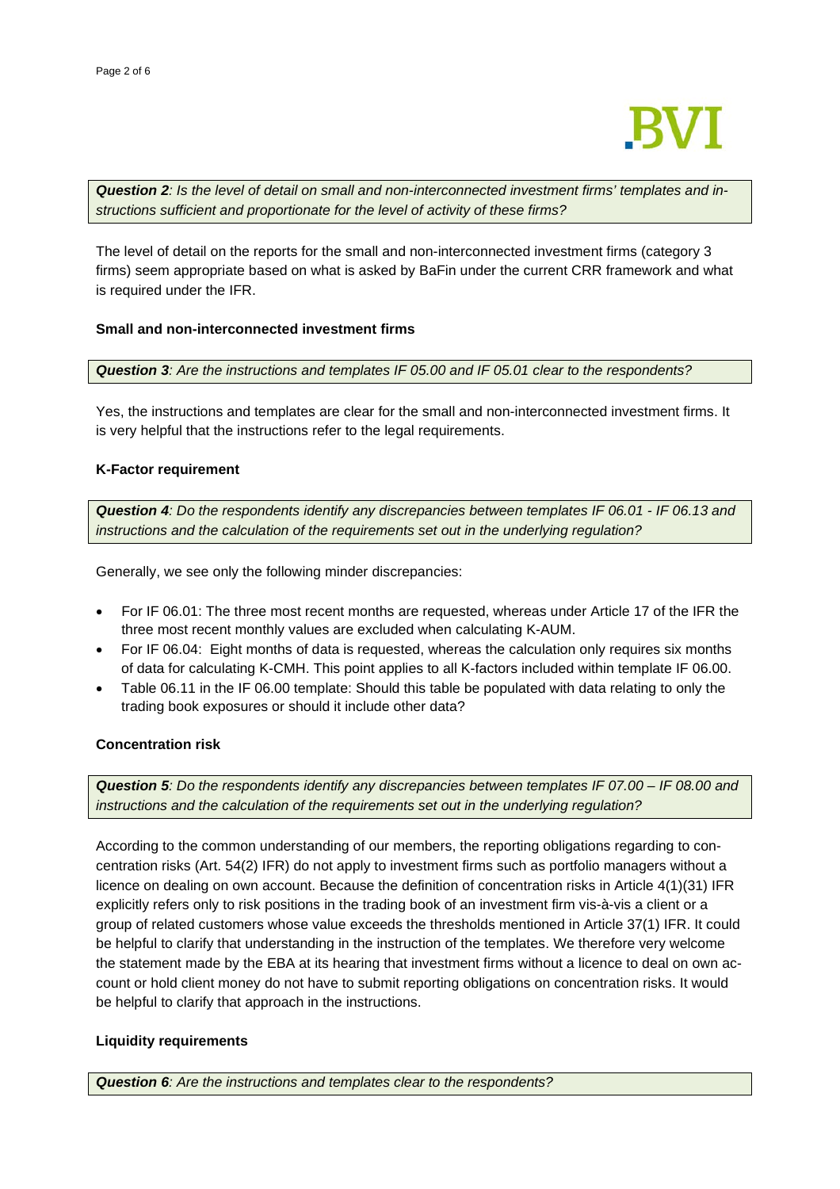***Question 2**: Is the level of detail on small and non-interconnected investment firms' templates and instructions sufficient and proportionate for the level of activity of these firms?*

The level of detail on the reports for the small and non-interconnected investment firms (category 3 firms) seem appropriate based on what is asked by BaFin under the current CRR framework and what is required under the IFR.

**Small and non-interconnected investment firms**

***Question 3**: Are the instructions and templates IF 05.00 and IF 05.01 clear to the respondents?*

Yes, the instructions and templates are clear for the small and non-interconnected investment firms. It is very helpful that the instructions refer to the legal requirements.

**K-Factor requirement**

***Question 4**: Do the respondents identify any discrepancies between templates IF 06.01 - IF 06.13 and instructions and the calculation of the requirements set out in the underlying regulation?*

Generally, we see only the following minder discrepancies:

- For IF 06.01: The three most recent months are requested, whereas under Article 17 of the IFR the three most recent monthly values are excluded when calculating K-AUM.
- For IF 06.04: Eight months of data is requested, whereas the calculation only requires six months of data for calculating K-CMH. This point applies to all K-factors included within template IF 06.00.
- Table 06.11 in the IF 06.00 template: Should this table be populated with data relating to only the trading book exposures or should it include other data?

**Concentration risk**

***Question 5**: Do the respondents identify any discrepancies between templates IF 07.00 – IF 08.00 and instructions and the calculation of the requirements set out in the underlying regulation?*

According to the common understanding of our members, the reporting obligations regarding to concentration risks (Art. 54(2) IFR) do not apply to investment firms such as portfolio managers without a licence on dealing on own account. Because the definition of concentration risks in Article 4(1)(31) IFR explicitly refers only to risk positions in the trading book of an investment firm vis-à-vis a client or a group of related customers whose value exceeds the thresholds mentioned in Article 37(1) IFR. It could be helpful to clarify that understanding in the instruction of the templates. We therefore very welcome the statement made by the EBA at its hearing that investment firms without a licence to deal on own account or hold client money do not have to submit reporting obligations on concentration risks. It would be helpful to clarify that approach in the instructions.

**Liquidity requirements**

***Question 6**: Are the instructions and templates clear to the respondents?*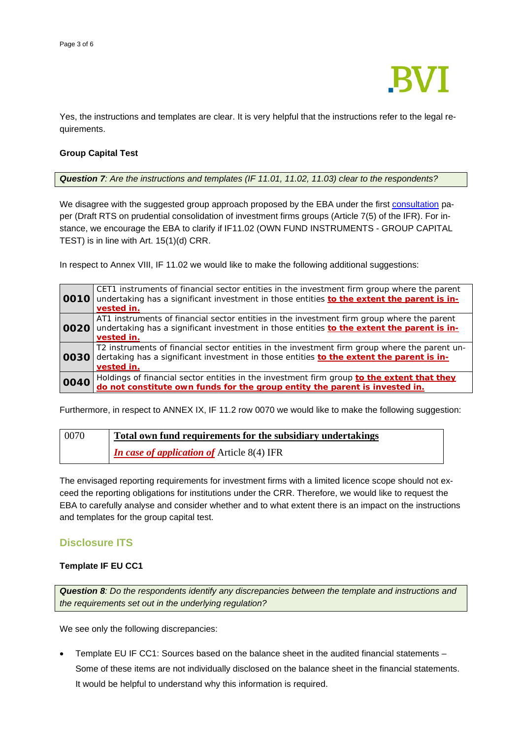Yes, the instructions and templates are clear. It is very helpful that the instructions refer to the legal requirements.

**Group Capital Test**

***Question 7**: Are the instructions and templates (IF 11.01, 11.02, 11.03) clear to the respondents?*

We disagree with the suggested group approach proposed by the EBA under the first consultation paper (Draft RTS on prudential consolidation of investment firms groups (Article 7(5) of the IFR). For instance, we encourage the EBA to clarify if IF11.02 (OWN FUND INSTRUMENTS - GROUP CAPITAL TEST) is in line with Art. 15(1)(d) CRR.

In respect to Annex VIII, IF 11.02 we would like to make the following additional suggestions:

| | |
|---|---|
| **0010** | CET1 instruments of financial sector entities in the investment firm group where the parent undertaking has a significant investment in those entities **to the extent the parent is invested in.** |
| **0020** | AT1 instruments of financial sector entities in the investment firm group where the parent undertaking has a significant investment in those entities **to the extent the parent is invested in.** |
| **0030** | T2 instruments of financial sector entities in the investment firm group where the parent undertaking has a significant investment in those entities **to the extent the parent is invested in.** |
| **0040** | Holdings of financial sector entities in the investment firm group **to the extent that they do not constitute own funds for the group entity the parent is invested in.** |

Furthermore, in respect to ANNEX IX, IF 11.2 row 0070 we would like to make the following suggestion:

| | |
|---|---|
| 0070 | **Total own fund requirements for the subsidiary undertakings**<br>***In case of application of*** Article 8(4) IFR |

The envisaged reporting requirements for investment firms with a limited licence scope should not exceed the reporting obligations for institutions under the CRR. Therefore, we would like to request the EBA to carefully analyse and consider whether and to what extent there is an impact on the instructions and templates for the group capital test.

## Disclosure ITS

**Template IF EU CC1**

***Question 8**: Do the respondents identify any discrepancies between the template and instructions and the requirements set out in the underlying regulation?*

We see only the following discrepancies:

- Template EU IF CC1: Sources based on the balance sheet in the audited financial statements – Some of these items are not individually disclosed on the balance sheet in the financial statements. It would be helpful to understand why this information is required.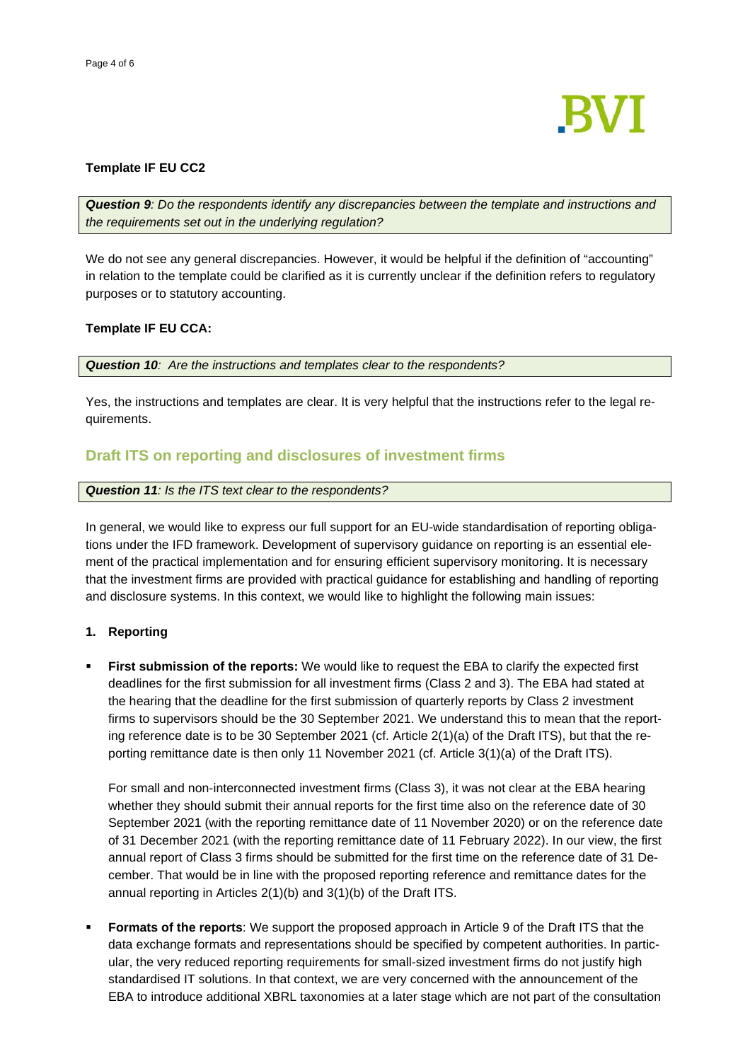#### Template IF EU CC2

***Question 9**: Do the respondents identify any discrepancies between the template and instructions and the requirements set out in the underlying regulation?*

We do not see any general discrepancies. However, it would be helpful if the definition of "accounting" in relation to the template could be clarified as it is currently unclear if the definition refers to regulatory purposes or to statutory accounting.

#### Template IF EU CCA:

***Question 10**: Are the instructions and templates clear to the respondents?*

Yes, the instructions and templates are clear. It is very helpful that the instructions refer to the legal requirements.

## Draft ITS on reporting and disclosures of investment firms

***Question 11**: Is the ITS text clear to the respondents?*

In general, we would like to express our full support for an EU-wide standardisation of reporting obligations under the IFD framework. Development of supervisory guidance on reporting is an essential element of the practical implementation and for ensuring efficient supervisory monitoring. It is necessary that the investment firms are provided with practical guidance for establishing and handling of reporting and disclosure systems. In this context, we would like to highlight the following main issues:

#### 1. Reporting

- **First submission of the reports:** We would like to request the EBA to clarify the expected first deadlines for the first submission for all investment firms (Class 2 and 3). The EBA had stated at the hearing that the deadline for the first submission of quarterly reports by Class 2 investment firms to supervisors should be the 30 September 2021. We understand this to mean that the reporting reference date is to be 30 September 2021 (cf. Article 2(1)(a) of the Draft ITS), but that the reporting remittance date is then only 11 November 2021 (cf. Article 3(1)(a) of the Draft ITS).

  For small and non-interconnected investment firms (Class 3), it was not clear at the EBA hearing whether they should submit their annual reports for the first time also on the reference date of 30 September 2021 (with the reporting remittance date of 11 November 2020) or on the reference date of 31 December 2021 (with the reporting remittance date of 11 February 2022). In our view, the first annual report of Class 3 firms should be submitted for the first time on the reference date of 31 December. That would be in line with the proposed reporting reference and remittance dates for the annual reporting in Articles 2(1)(b) and 3(1)(b) of the Draft ITS.

- **Formats of the reports**: We support the proposed approach in Article 9 of the Draft ITS that the data exchange formats and representations should be specified by competent authorities. In particular, the very reduced reporting requirements for small-sized investment firms do not justify high standardised IT solutions. In that context, we are very concerned with the announcement of the EBA to introduce additional XBRL taxonomies at a later stage which are not part of the consultation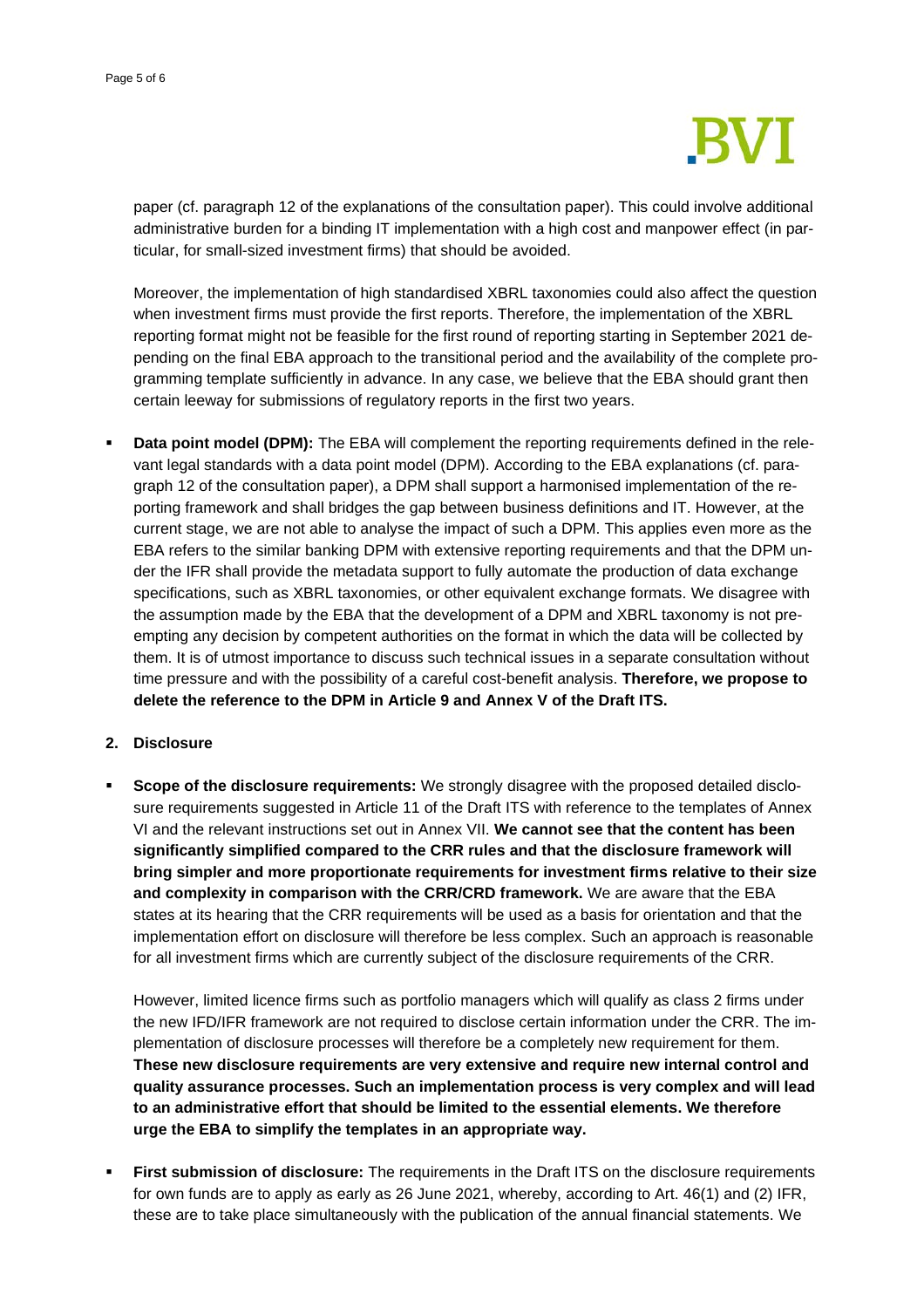paper (cf. paragraph 12 of the explanations of the consultation paper). This could involve additional administrative burden for a binding IT implementation with a high cost and manpower effect (in particular, for small-sized investment firms) that should be avoided.

Moreover, the implementation of high standardised XBRL taxonomies could also affect the question when investment firms must provide the first reports. Therefore, the implementation of the XBRL reporting format might not be feasible for the first round of reporting starting in September 2021 depending on the final EBA approach to the transitional period and the availability of the complete programming template sufficiently in advance. In any case, we believe that the EBA should grant then certain leeway for submissions of regulatory reports in the first two years.

- **Data point model (DPM):** The EBA will complement the reporting requirements defined in the relevant legal standards with a data point model (DPM). According to the EBA explanations (cf. paragraph 12 of the consultation paper), a DPM shall support a harmonised implementation of the reporting framework and shall bridges the gap between business definitions and IT. However, at the current stage, we are not able to analyse the impact of such a DPM. This applies even more as the EBA refers to the similar banking DPM with extensive reporting requirements and that the DPM under the IFR shall provide the metadata support to fully automate the production of data exchange specifications, such as XBRL taxonomies, or other equivalent exchange formats. We disagree with the assumption made by the EBA that the development of a DPM and XBRL taxonomy is not preempting any decision by competent authorities on the format in which the data will be collected by them. It is of utmost importance to discuss such technical issues in a separate consultation without time pressure and with the possibility of a careful cost-benefit analysis. **Therefore, we propose to delete the reference to the DPM in Article 9 and Annex V of the Draft ITS.**

## 2. Disclosure

- **Scope of the disclosure requirements:** We strongly disagree with the proposed detailed disclosure requirements suggested in Article 11 of the Draft ITS with reference to the templates of Annex VI and the relevant instructions set out in Annex VII. **We cannot see that the content has been significantly simplified compared to the CRR rules and that the disclosure framework will bring simpler and more proportionate requirements for investment firms relative to their size and complexity in comparison with the CRR/CRD framework.** We are aware that the EBA states at its hearing that the CRR requirements will be used as a basis for orientation and that the implementation effort on disclosure will therefore be less complex. Such an approach is reasonable for all investment firms which are currently subject of the disclosure requirements of the CRR.

  However, limited licence firms such as portfolio managers which will qualify as class 2 firms under the new IFD/IFR framework are not required to disclose certain information under the CRR. The implementation of disclosure processes will therefore be a completely new requirement for them. **These new disclosure requirements are very extensive and require new internal control and quality assurance processes. Such an implementation process is very complex and will lead to an administrative effort that should be limited to the essential elements. We therefore urge the EBA to simplify the templates in an appropriate way.**

- **First submission of disclosure:** The requirements in the Draft ITS on the disclosure requirements for own funds are to apply as early as 26 June 2021, whereby, according to Art. 46(1) and (2) IFR, these are to take place simultaneously with the publication of the annual financial statements. We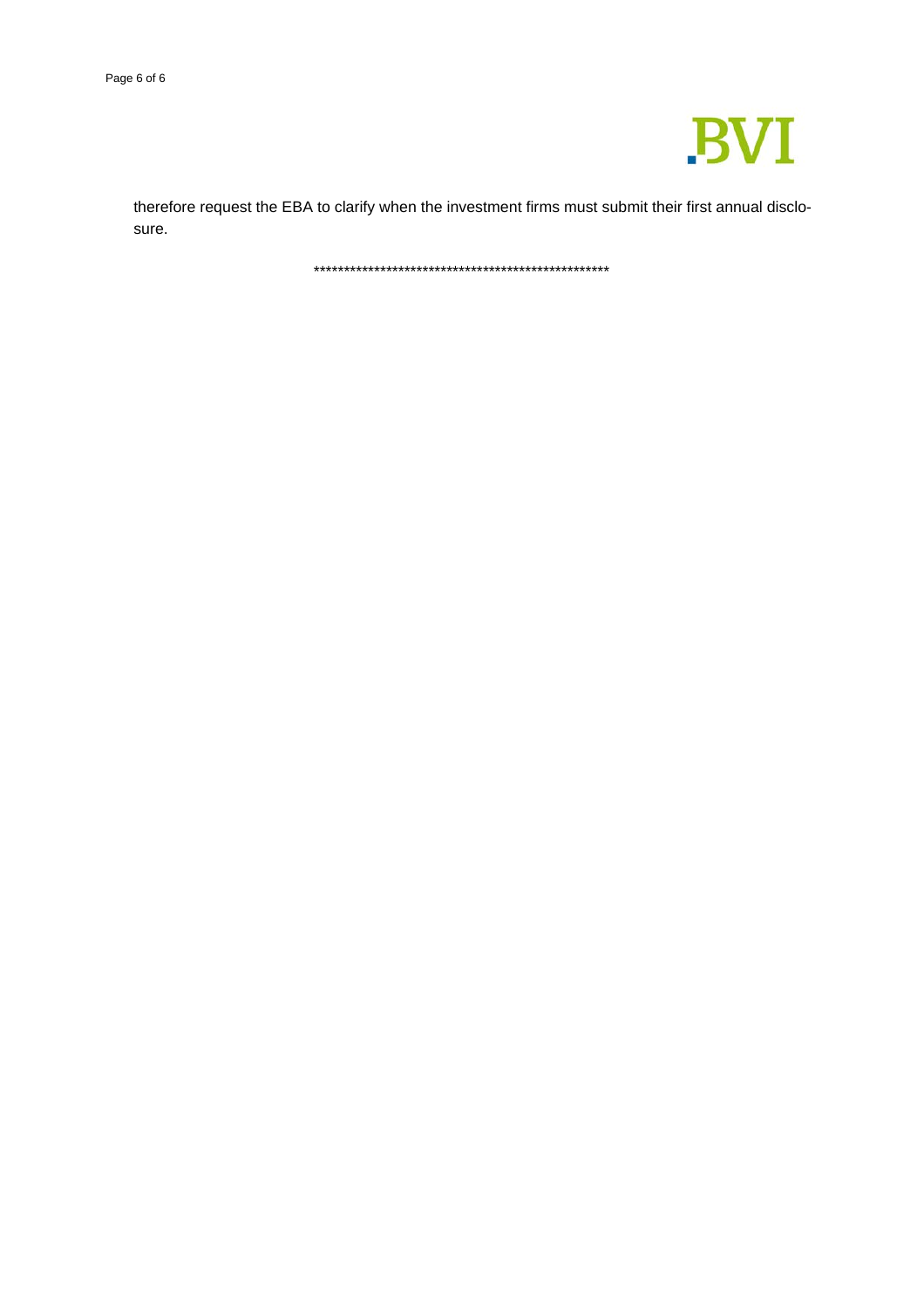therefore request the EBA to clarify when the investment firms must submit their first annual disclosure.

***************************************************